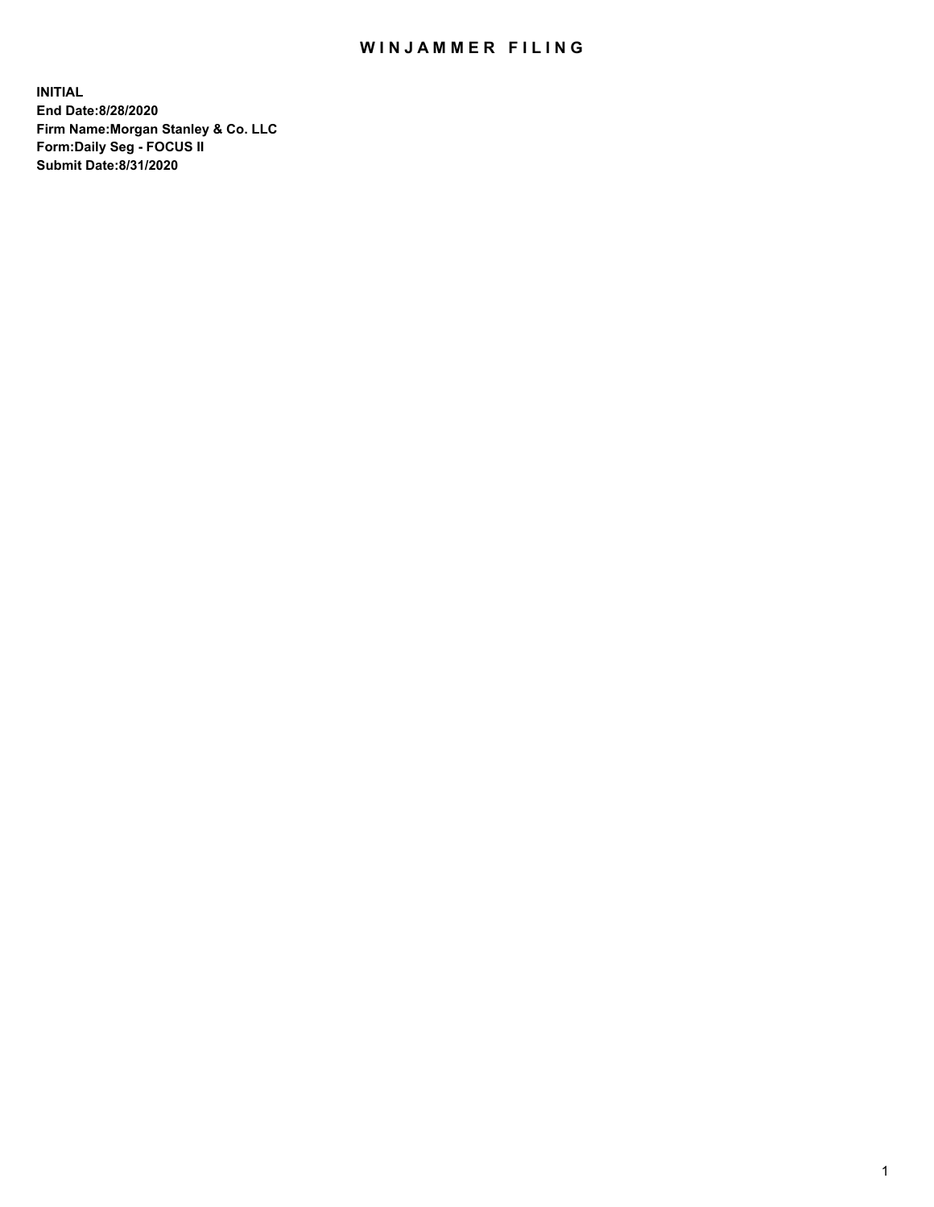# WINJAMMER FILING

**INITIAL**
**End Date:8/28/2020**
**Firm Name:Morgan Stanley & Co. LLC**
**Form:Daily Seg - FOCUS II**
**Submit Date:8/31/2020**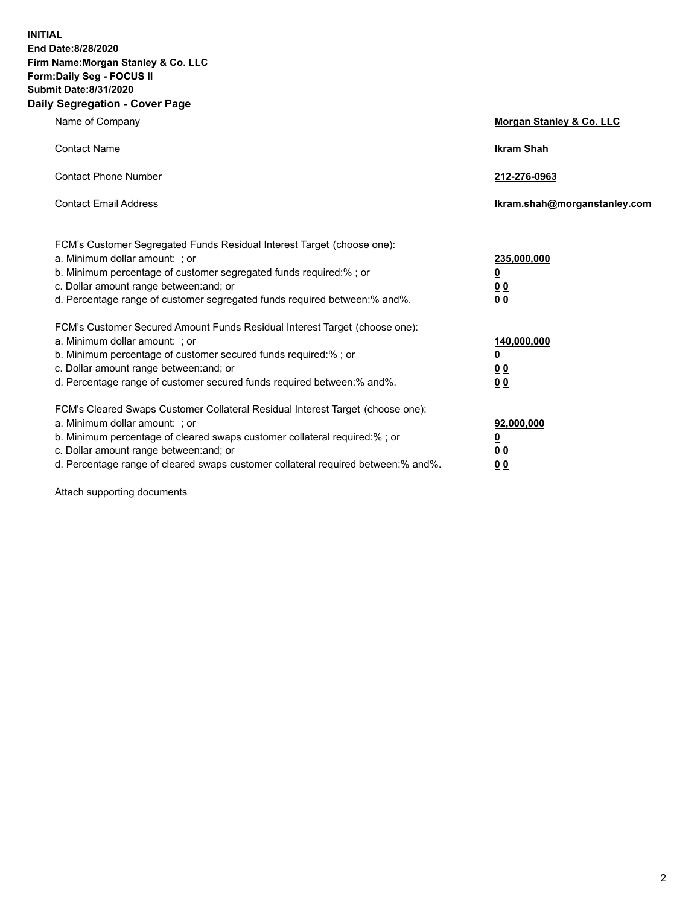**INITIAL**
**End Date:8/28/2020**
**Firm Name:Morgan Stanley & Co. LLC**
**Form:Daily Seg - FOCUS II**
**Submit Date:8/31/2020**

## Daily Segregation - Cover Page

| | |
|---|---|
| Name of Company | **Morgan Stanley & Co. LLC** |
| Contact Name | **Ikram Shah** |
| Contact Phone Number | **212-276-0963** |
| Contact Email Address | **Ikram.shah@morganstanley.com** |

| | |
|---|---|
| FCM's Customer Segregated Funds Residual Interest Target (choose one): | |
| a. Minimum dollar amount: ; or | **235,000,000** |
| b. Minimum percentage of customer segregated funds required:% ; or | **0** |
| c. Dollar amount range between:and; or | **0 0** |
| d. Percentage range of customer segregated funds required between:% and%. | **0 0** |
| FCM's Customer Secured Amount Funds Residual Interest Target (choose one): | |
| a. Minimum dollar amount: ; or | **140,000,000** |
| b. Minimum percentage of customer secured funds required:% ; or | **0** |
| c. Dollar amount range between:and; or | **0 0** |
| d. Percentage range of customer secured funds required between:% and%. | **0 0** |
| FCM's Cleared Swaps Customer Collateral Residual Interest Target (choose one): | |
| a. Minimum dollar amount: ; or | **92,000,000** |
| b. Minimum percentage of cleared swaps customer collateral required:% ; or | **0** |
| c. Dollar amount range between:and; or | **0 0** |
| d. Percentage range of cleared swaps customer collateral required between:% and%. | **0 0** |

Attach supporting documents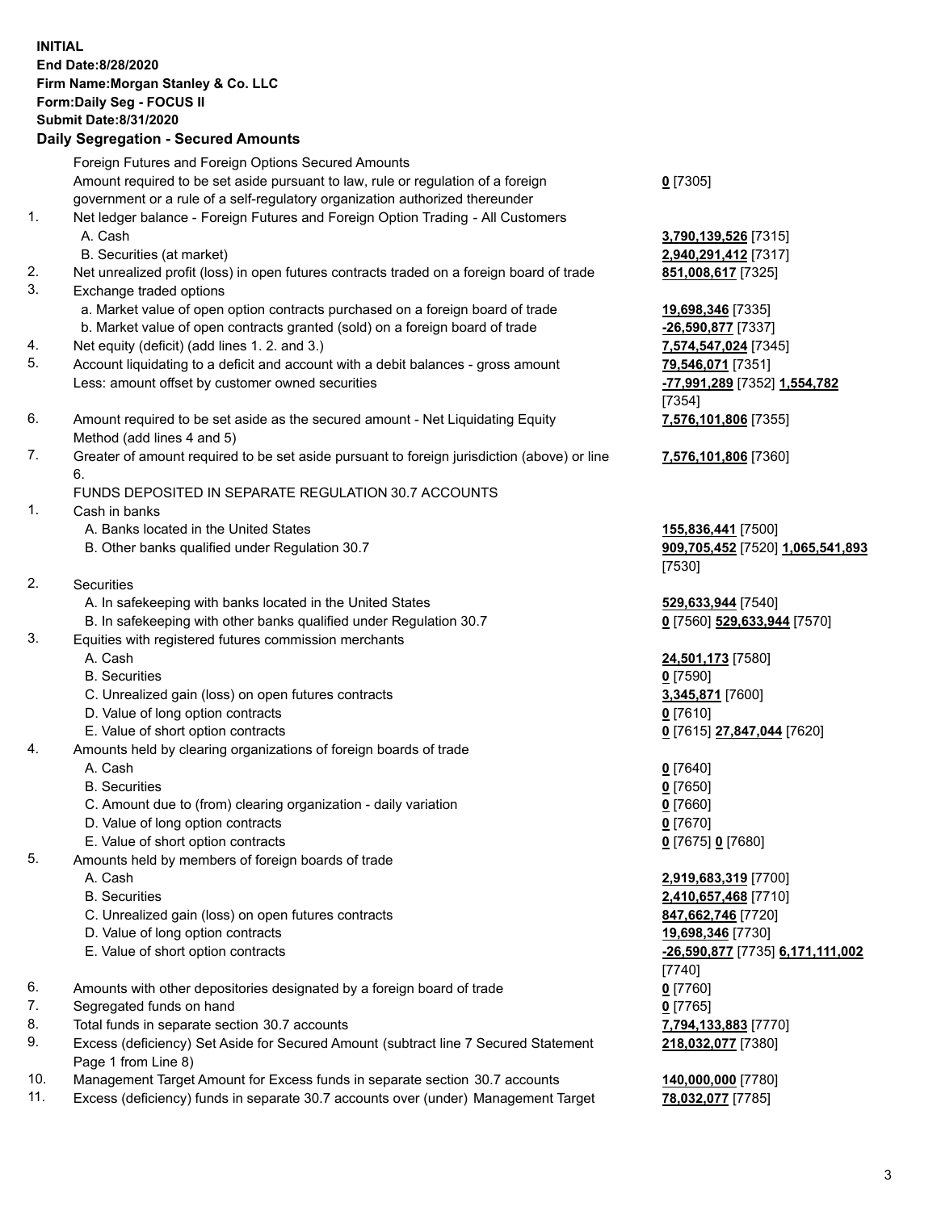**INITIAL**
**End Date:8/28/2020**
**Firm Name:Morgan Stanley & Co. LLC**
**Form:Daily Seg - FOCUS II**
**Submit Date:8/31/2020**

## Daily Segregation - Secured Amounts

| | | |
|---|---|---|
| | Foreign Futures and Foreign Options Secured Amounts | |
| | Amount required to be set aside pursuant to law, rule or regulation of a foreign government or a rule of a self-regulatory organization authorized thereunder | **0** [7305] |
| 1. | Net ledger balance - Foreign Futures and Foreign Option Trading - All Customers | |
| | A. Cash | **3,790,139,526** [7315] |
| | B. Securities (at market) | **2,940,291,412** [7317] |
| 2. | Net unrealized profit (loss) in open futures contracts traded on a foreign board of trade | **851,008,617** [7325] |
| 3. | Exchange traded options | |
| | a. Market value of open option contracts purchased on a foreign board of trade | **19,698,346** [7335] |
| | b. Market value of open contracts granted (sold) on a foreign board of trade | **-26,590,877** [7337] |
| 4. | Net equity (deficit) (add lines 1. 2. and 3.) | **7,574,547,024** [7345] |
| 5. | Account liquidating to a deficit and account with a debit balances - gross amount | **79,546,071** [7351] |
| | Less: amount offset by customer owned securities | **-77,991,289** [7352] **1,554,782** [7354] |
| 6. | Amount required to be set aside as the secured amount - Net Liquidating Equity Method (add lines 4 and 5) | **7,576,101,806** [7355] |
| 7. | Greater of amount required to be set aside pursuant to foreign jurisdiction (above) or line 6. | **7,576,101,806** [7360] |
| | FUNDS DEPOSITED IN SEPARATE REGULATION 30.7 ACCOUNTS | |
| 1. | Cash in banks | |
| | A. Banks located in the United States | **155,836,441** [7500] |
| | B. Other banks qualified under Regulation 30.7 | **909,705,452** [7520] **1,065,541,893** [7530] |
| 2. | Securities | |
| | A. In safekeeping with banks located in the United States | **529,633,944** [7540] |
| | B. In safekeeping with other banks qualified under Regulation 30.7 | **0** [7560] **529,633,944** [7570] |
| 3. | Equities with registered futures commission merchants | |
| | A. Cash | **24,501,173** [7580] |
| | B. Securities | **0** [7590] |
| | C. Unrealized gain (loss) on open futures contracts | **3,345,871** [7600] |
| | D. Value of long option contracts | **0** [7610] |
| | E. Value of short option contracts | **0** [7615] **27,847,044** [7620] |
| 4. | Amounts held by clearing organizations of foreign boards of trade | |
| | A. Cash | **0** [7640] |
| | B. Securities | **0** [7650] |
| | C. Amount due to (from) clearing organization - daily variation | **0** [7660] |
| | D. Value of long option contracts | **0** [7670] |
| | E. Value of short option contracts | **0** [7675] **0** [7680] |
| 5. | Amounts held by members of foreign boards of trade | |
| | A. Cash | **2,919,683,319** [7700] |
| | B. Securities | **2,410,657,468** [7710] |
| | C. Unrealized gain (loss) on open futures contracts | **847,662,746** [7720] |
| | D. Value of long option contracts | **19,698,346** [7730] |
| | E. Value of short option contracts | **-26,590,877** [7735] **6,171,111,002** [7740] |
| 6. | Amounts with other depositories designated by a foreign board of trade | **0** [7760] |
| 7. | Segregated funds on hand | **0** [7765] |
| 8. | Total funds in separate section 30.7 accounts | **7,794,133,883** [7770] |
| 9. | Excess (deficiency) Set Aside for Secured Amount (subtract line 7 Secured Statement Page 1 from Line 8) | **218,032,077** [7380] |
| 10. | Management Target Amount for Excess funds in separate section 30.7 accounts | **140,000,000** [7780] |
| 11. | Excess (deficiency) funds in separate 30.7 accounts over (under) Management Target | **78,032,077** [7785] |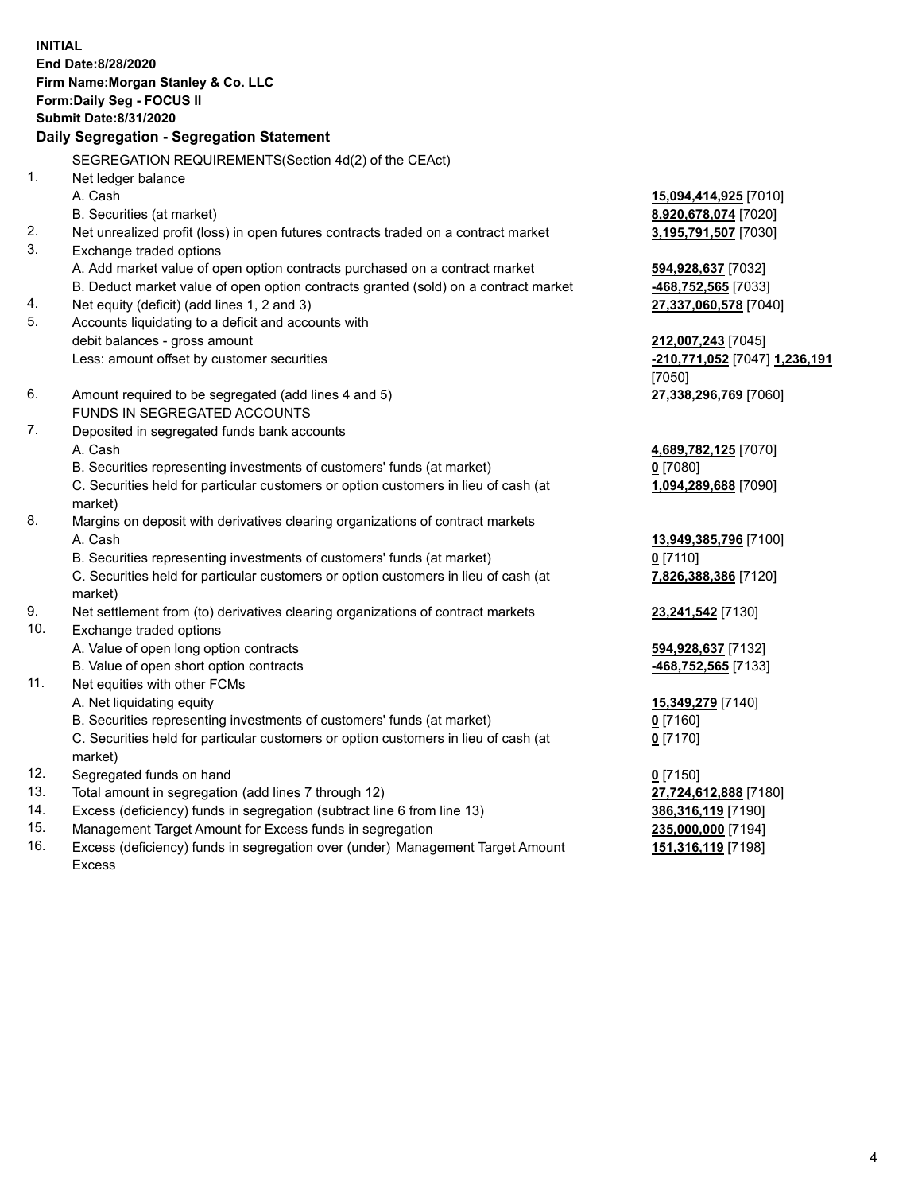**INITIAL**
**End Date:8/28/2020**
**Firm Name:Morgan Stanley & Co. LLC**
**Form:Daily Seg - FOCUS II**
**Submit Date:8/31/2020**

**Daily Segregation - Segregation Statement**

| | | |
|---|---|---|
| | SEGREGATION REQUIREMENTS(Section 4d(2) of the CEAct) | |
| 1. | Net ledger balance | |
| | A. Cash | **15,094,414,925** [7010] |
| | B. Securities (at market) | **8,920,678,074** [7020] |
| 2. | Net unrealized profit (loss) in open futures contracts traded on a contract market | **3,195,791,507** [7030] |
| 3. | Exchange traded options | |
| | A. Add market value of open option contracts purchased on a contract market | **594,928,637** [7032] |
| | B. Deduct market value of open option contracts granted (sold) on a contract market | **-468,752,565** [7033] |
| 4. | Net equity (deficit) (add lines 1, 2 and 3) | **27,337,060,578** [7040] |
| 5. | Accounts liquidating to a deficit and accounts with debit balances - gross amount | **212,007,243** [7045] |
| | Less: amount offset by customer securities | **-210,771,052** [7047] **1,236,191** [7050] |
| 6. | Amount required to be segregated (add lines 4 and 5) | **27,338,296,769** [7060] |
| | FUNDS IN SEGREGATED ACCOUNTS | |
| 7. | Deposited in segregated funds bank accounts | |
| | A. Cash | **4,689,782,125** [7070] |
| | B. Securities representing investments of customers' funds (at market) | **0** [7080] |
| | C. Securities held for particular customers or option customers in lieu of cash (at market) | **1,094,289,688** [7090] |
| 8. | Margins on deposit with derivatives clearing organizations of contract markets | |
| | A. Cash | **13,949,385,796** [7100] |
| | B. Securities representing investments of customers' funds (at market) | **0** [7110] |
| | C. Securities held for particular customers or option customers in lieu of cash (at market) | **7,826,388,386** [7120] |
| 9. | Net settlement from (to) derivatives clearing organizations of contract markets | **23,241,542** [7130] |
| 10. | Exchange traded options | |
| | A. Value of open long option contracts | **594,928,637** [7132] |
| | B. Value of open short option contracts | **-468,752,565** [7133] |
| 11. | Net equities with other FCMs | |
| | A. Net liquidating equity | **15,349,279** [7140] |
| | B. Securities representing investments of customers' funds (at market) | **0** [7160] |
| | C. Securities held for particular customers or option customers in lieu of cash (at market) | **0** [7170] |
| 12. | Segregated funds on hand | **0** [7150] |
| 13. | Total amount in segregation (add lines 7 through 12) | **27,724,612,888** [7180] |
| 14. | Excess (deficiency) funds in segregation (subtract line 6 from line 13) | **386,316,119** [7190] |
| 15. | Management Target Amount for Excess funds in segregation | **235,000,000** [7194] |
| 16. | Excess (deficiency) funds in segregation over (under) Management Target Amount Excess | **151,316,119** [7198] |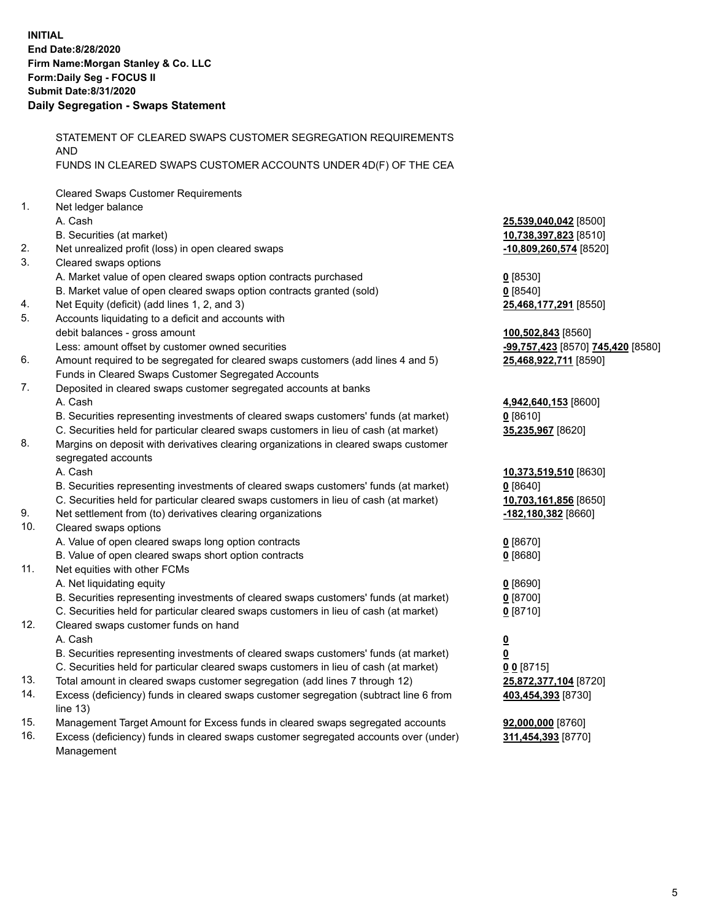**INITIAL**
**End Date:8/28/2020**
**Firm Name:Morgan Stanley & Co. LLC**
**Form:Daily Seg - FOCUS II**
**Submit Date:8/31/2020**
**Daily Segregation - Swaps Statement**

STATEMENT OF CLEARED SWAPS CUSTOMER SEGREGATION REQUIREMENTS AND FUNDS IN CLEARED SWAPS CUSTOMER ACCOUNTS UNDER 4D(F) OF THE CEA

| | | |
|---|---|---|
| | Cleared Swaps Customer Requirements | |
| 1. | Net ledger balance | |
| | A. Cash | **25,539,040,042** [8500] |
| | B. Securities (at market) | **10,738,397,823** [8510] |
| 2. | Net unrealized profit (loss) in open cleared swaps | **-10,809,260,574** [8520] |
| 3. | Cleared swaps options | |
| | A. Market value of open cleared swaps option contracts purchased | **0** [8530] |
| | B. Market value of open cleared swaps option contracts granted (sold) | **0** [8540] |
| 4. | Net Equity (deficit) (add lines 1, 2, and 3) | **25,468,177,291** [8550] |
| 5. | Accounts liquidating to a deficit and accounts with debit balances - gross amount | **100,502,843** [8560] |
| | Less: amount offset by customer owned securities | **-99,757,423** [8570] **745,420** [8580] |
| 6. | Amount required to be segregated for cleared swaps customers (add lines 4 and 5) | **25,468,922,711** [8590] |
| | Funds in Cleared Swaps Customer Segregated Accounts | |
| 7. | Deposited in cleared swaps customer segregated accounts at banks | |
| | A. Cash | **4,942,640,153** [8600] |
| | B. Securities representing investments of cleared swaps customers' funds (at market) | **0** [8610] |
| | C. Securities held for particular cleared swaps customers in lieu of cash (at market) | **35,235,967** [8620] |
| 8. | Margins on deposit with derivatives clearing organizations in cleared swaps customer segregated accounts | |
| | A. Cash | **10,373,519,510** [8630] |
| | B. Securities representing investments of cleared swaps customers' funds (at market) | **0** [8640] |
| | C. Securities held for particular cleared swaps customers in lieu of cash (at market) | **10,703,161,856** [8650] |
| 9. | Net settlement from (to) derivatives clearing organizations | **-182,180,382** [8660] |
| 10. | Cleared swaps options | |
| | A. Value of open cleared swaps long option contracts | **0** [8670] |
| | B. Value of open cleared swaps short option contracts | **0** [8680] |
| 11. | Net equities with other FCMs | |
| | A. Net liquidating equity | **0** [8690] |
| | B. Securities representing investments of cleared swaps customers' funds (at market) | **0** [8700] |
| | C. Securities held for particular cleared swaps customers in lieu of cash (at market) | **0** [8710] |
| 12. | Cleared swaps customer funds on hand | |
| | A. Cash | **0** |
| | B. Securities representing investments of cleared swaps customers' funds (at market) | **0** |
| | C. Securities held for particular cleared swaps customers in lieu of cash (at market) | **0** **0** [8715] |
| 13. | Total amount in cleared swaps customer segregation (add lines 7 through 12) | **25,872,377,104** [8720] |
| 14. | Excess (deficiency) funds in cleared swaps customer segregation (subtract line 6 from line 13) | **403,454,393** [8730] |
| 15. | Management Target Amount for Excess funds in cleared swaps segregated accounts | **92,000,000** [8760] |
| 16. | Excess (deficiency) funds in cleared swaps customer segregated accounts over (under) Management | **311,454,393** [8770] |